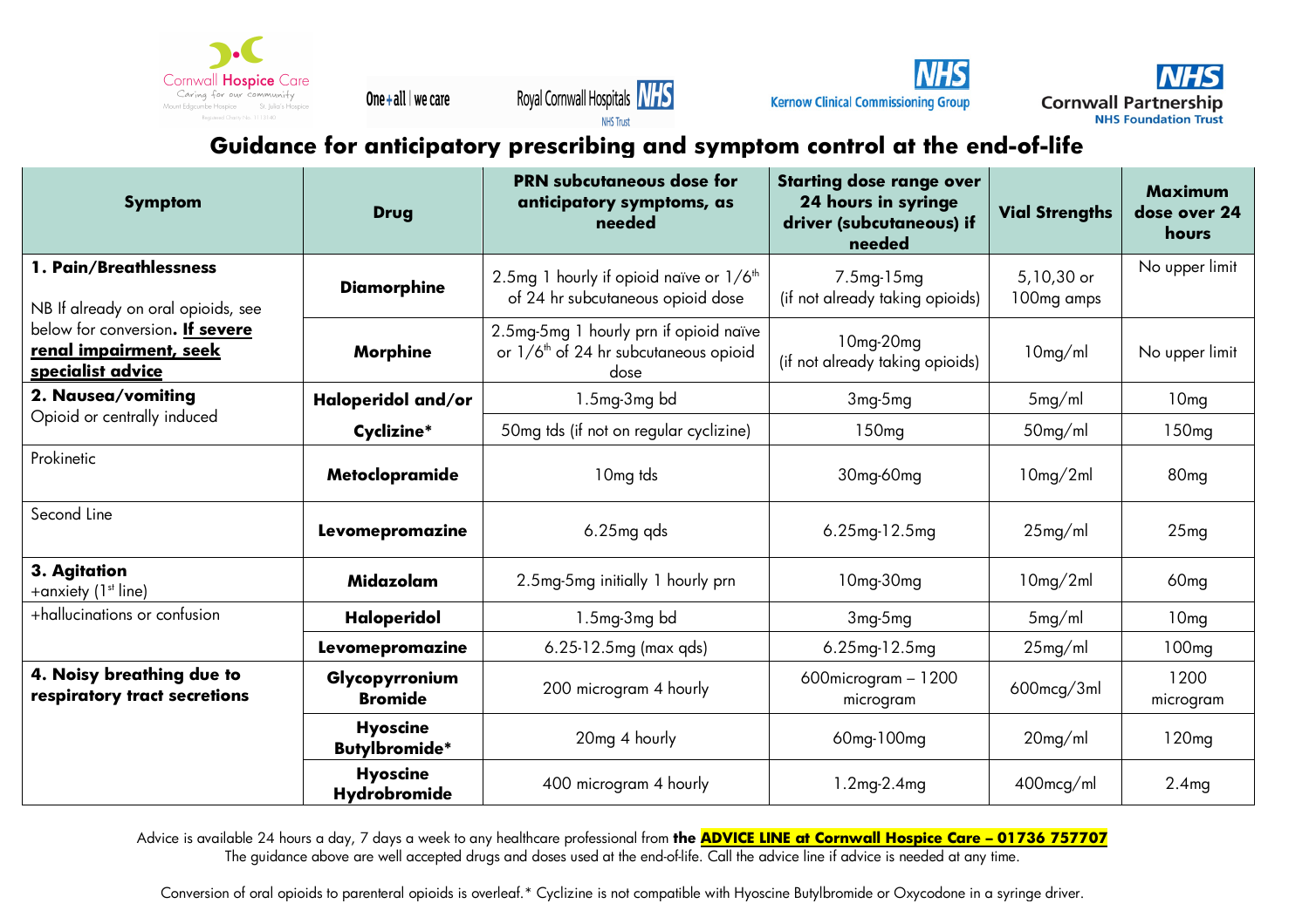# Guidance for anticipatory prescribing and symptom control at the end-of-life

| Symptom | Drug | PRN subcutaneous dose for anticipatory symptoms, as needed | Starting dose range over 24 hours in syringe driver (subcutaneous) if needed | Vial Strengths | Maximum dose over 24 hours |
|---|---|---|---|---|---|
| **1. Pain/Breathlessness** NB If already on oral opioids, see below for conversion. **<u>If severe renal impairment, seek specialist advice</u>** | **Diamorphine** | 2.5mg 1 hourly if opioid naïve or 1/6[th] of 24 hr subcutaneous opioid dose | 7.5mg-15mg (if not already taking opioids) | 5,10,30 or 100mg amps | No upper limit |
| | **Morphine** | 2.5mg-5mg 1 hourly prn if opioid naïve or 1/6[th] of 24 hr subcutaneous opioid dose | 10mg-20mg (if not already taking opioids) | 10mg/ml | No upper limit |
| **2. Nausea/vomiting** Opioid or centrally induced | **Haloperidol and/or** | 1.5mg-3mg bd | 3mg-5mg | 5mg/ml | 10mg |
| | **Cyclizine*** | 50mg tds (if not on regular cyclizine) | 150mg | 50mg/ml | 150mg |
| Prokinetic | **Metoclopramide** | 10mg tds | 30mg-60mg | 10mg/2ml | 80mg |
| Second Line | **Levomepromazine** | 6.25mg qds | 6.25mg-12.5mg | 25mg/ml | 25mg |
| **3. Agitation** +anxiety (1[st] line) | **Midazolam** | 2.5mg-5mg initially 1 hourly prn | 10mg-30mg | 10mg/2ml | 60mg |
| +hallucinations or confusion | **Haloperidol** | 1.5mg-3mg bd | 3mg-5mg | 5mg/ml | 10mg |
| | **Levomepromazine** | 6.25-12.5mg (max qds) | 6.25mg-12.5mg | 25mg/ml | 100mg |
| **4. Noisy breathing due to respiratory tract secretions** | **Glycopyrronium Bromide** | 200 microgram 4 hourly | 600microgram – 1200 microgram | 600mcg/3ml | 1200 microgram |
| | **Hyoscine Butylbromide*** | 20mg 4 hourly | 60mg-100mg | 20mg/ml | 120mg |
| | **Hyoscine Hydrobromide** | 400 microgram 4 hourly | 1.2mg-2.4mg | 400mcg/ml | 2.4mg |

Advice is available 24 hours a day, 7 days a week to any healthcare professional from **the <u>ADVICE LINE at Cornwall Hospice Care – 01736 757707</u>**
The guidance above are well accepted drugs and doses used at the end-of-life. Call the advice line if advice is needed at any time.

Conversion of oral opioids to parenteral opioids is overleaf. * Cyclizine is not compatible with Hyoscine Butylbromide or Oxycodone in a syringe driver.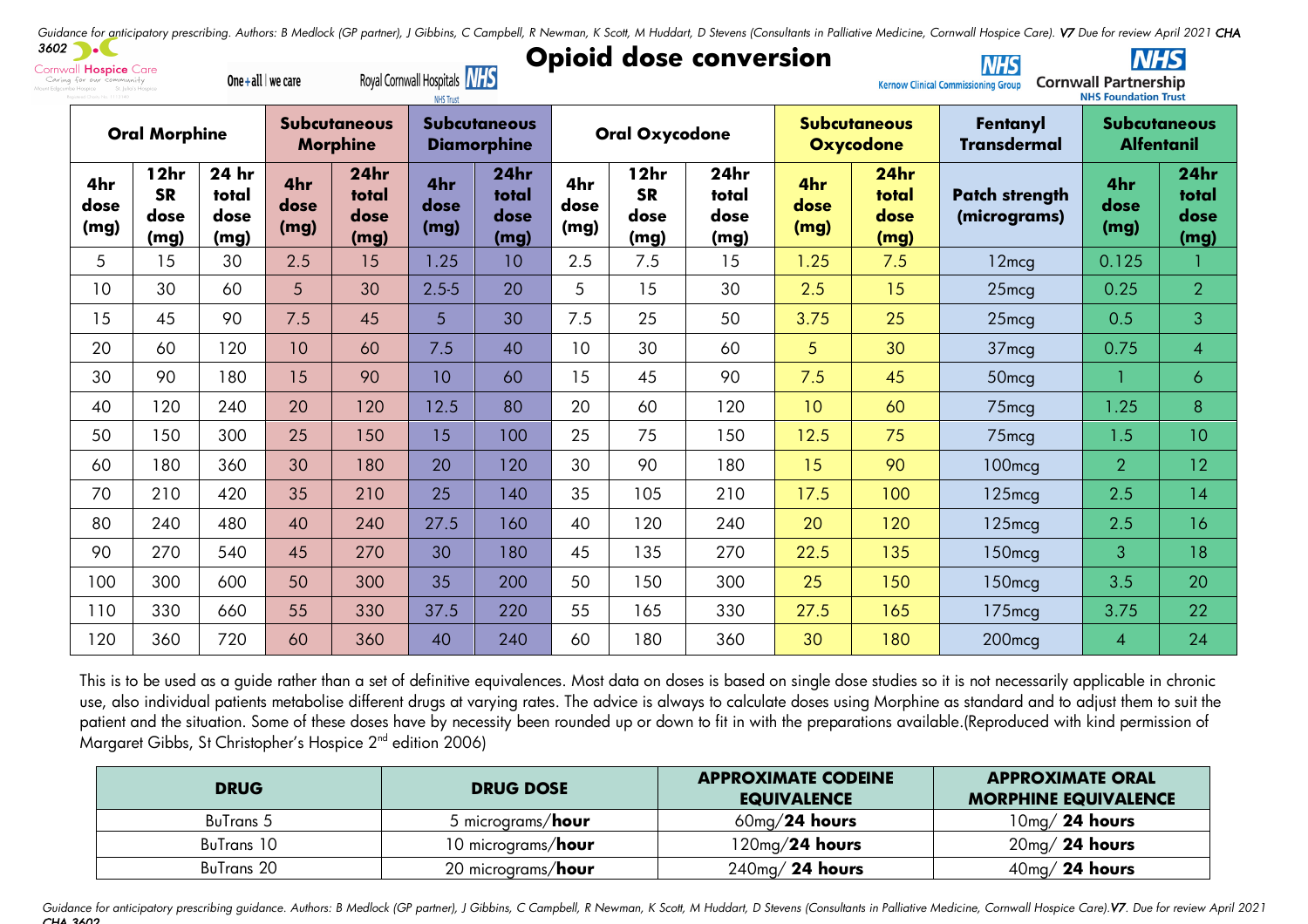# Opioid dose conversion

| Oral Morphine | | | Subcutaneous Morphine | | Subcutaneous Diamorphine | | Oral Oxycodone | | | Subcutaneous Oxycodone | | Fentanyl Transdermal | Subcutaneous Alfentanil | |
|---|---|---|---|---|---|---|---|---|---|---|---|---|---|---|
| 4hr dose (mg) | 12hr SR dose (mg) | 24 hr total dose (mg) | 4hr dose (mg) | 24hr total dose (mg) | 4hr dose (mg) | 24hr total dose (mg) | 4hr dose (mg) | 12hr SR dose (mg) | 24hr total dose (mg) | 4hr dose (mg) | 24hr total dose (mg) | Patch strength (micrograms) | 4hr dose (mg) | 24hr total dose (mg) |
| 5 | 15 | 30 | 2.5 | 15 | 1.25 | 10 | 2.5 | 7.5 | 15 | 1.25 | 7.5 | 12mcg | 0.125 | 1 |
| 10 | 30 | 60 | 5 | 30 | 2.5-5 | 20 | 5 | 15 | 30 | 2.5 | 15 | 25mcg | 0.25 | 2 |
| 15 | 45 | 90 | 7.5 | 45 | 5 | 30 | 7.5 | 25 | 50 | 3.75 | 25 | 25mcg | 0.5 | 3 |
| 20 | 60 | 120 | 10 | 60 | 7.5 | 40 | 10 | 30 | 60 | 5 | 30 | 37mcg | 0.75 | 4 |
| 30 | 90 | 180 | 15 | 90 | 10 | 60 | 15 | 45 | 90 | 7.5 | 45 | 50mcg | 1 | 6 |
| 40 | 120 | 240 | 20 | 120 | 12.5 | 80 | 20 | 60 | 120 | 10 | 60 | 75mcg | 1.25 | 8 |
| 50 | 150 | 300 | 25 | 150 | 15 | 100 | 25 | 75 | 150 | 12.5 | 75 | 75mcg | 1.5 | 10 |
| 60 | 180 | 360 | 30 | 180 | 20 | 120 | 30 | 90 | 180 | 15 | 90 | 100mcg | 2 | 12 |
| 70 | 210 | 420 | 35 | 210 | 25 | 140 | 35 | 105 | 210 | 17.5 | 100 | 125mcg | 2.5 | 14 |
| 80 | 240 | 480 | 40 | 240 | 27.5 | 160 | 40 | 120 | 240 | 20 | 120 | 125mcg | 2.5 | 16 |
| 90 | 270 | 540 | 45 | 270 | 30 | 180 | 45 | 135 | 270 | 22.5 | 135 | 150mcg | 3 | 18 |
| 100 | 300 | 600 | 50 | 300 | 35 | 200 | 50 | 150 | 300 | 25 | 150 | 150mcg | 3.5 | 20 |
| 110 | 330 | 660 | 55 | 330 | 37.5 | 220 | 55 | 165 | 330 | 27.5 | 165 | 175mcg | 3.75 | 22 |
| 120 | 360 | 720 | 60 | 360 | 40 | 240 | 60 | 180 | 360 | 30 | 180 | 200mcg | 4 | 24 |

This is to be used as a guide rather than a set of definitive equivalences. Most data on doses is based on single dose studies so it is not necessarily applicable in chronic use, also individual patients metabolise different drugs at varying rates. The advice is always to calculate doses using Morphine as standard and to adjust them to suit the patient and the situation. Some of these doses have by necessity been rounded up or down to fit in with the preparations available.(Reproduced with kind permission of Margaret Gibbs, St Christopher's Hospice 2nd edition 2006)

| DRUG | DRUG DOSE | APPROXIMATE CODEINE EQUIVALENCE | APPROXIMATE ORAL MORPHINE EQUIVALENCE |
|---|---|---|---|
| BuTrans 5 | 5 micrograms/**hour** | 60mg/**24 hours** | 10mg/ **24 hours** |
| BuTrans 10 | 10 micrograms/**hour** | 120mg/**24 hours** | 20mg/ **24 hours** |
| BuTrans 20 | 20 micrograms/**hour** | 240mg/ **24 hours** | 40mg/ **24 hours** |